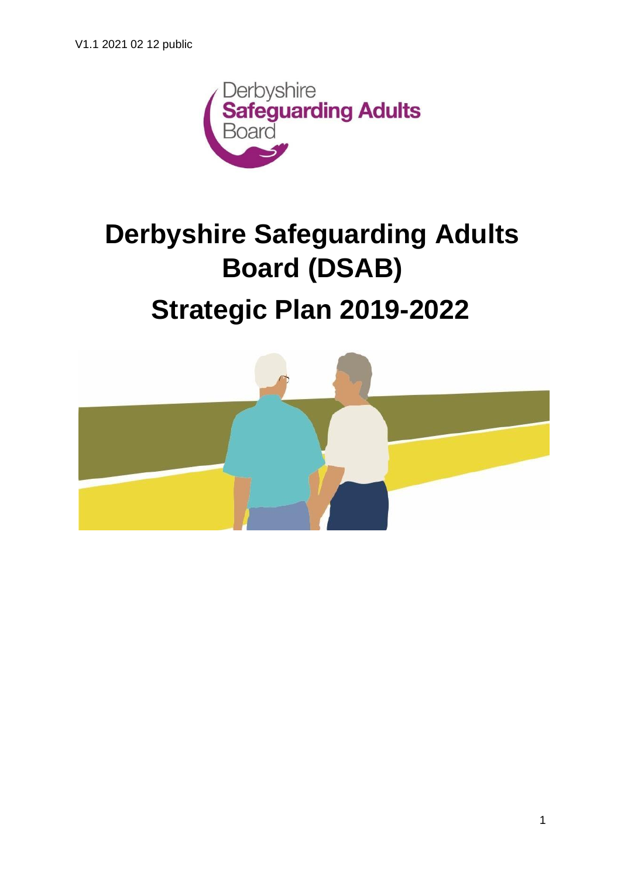V1.1 2021 02 12 public

# Derbyshire Safeguarding Adults Board (DSAB)

# Strategic Plan 2019-2022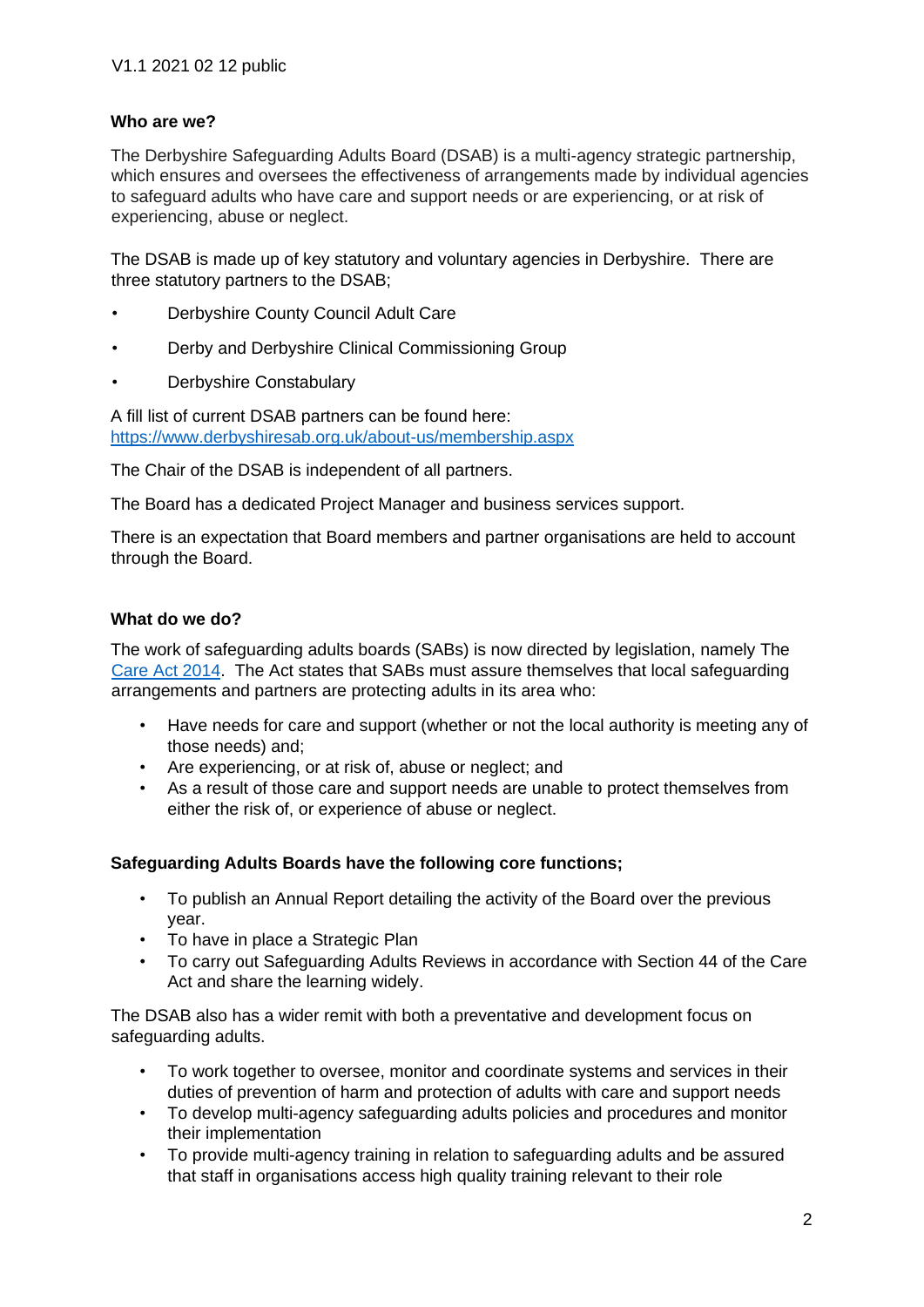V1.1 2021 02 12 public

## Who are we?

The Derbyshire Safeguarding Adults Board (DSAB) is a multi-agency strategic partnership, which ensures and oversees the effectiveness of arrangements made by individual agencies to safeguard adults who have care and support needs or are experiencing, or at risk of experiencing, abuse or neglect.

The DSAB is made up of key statutory and voluntary agencies in Derbyshire. There are three statutory partners to the DSAB;

- Derbyshire County Council Adult Care
- Derby and Derbyshire Clinical Commissioning Group
- Derbyshire Constabulary

A fill list of current DSAB partners can be found here: [https://www.derbyshiresab.org.uk/about-us/membership.aspx](https://www.derbyshiresab.org.uk/about-us/membership.aspx)

The Chair of the DSAB is independent of all partners.

The Board has a dedicated Project Manager and business services support.

There is an expectation that Board members and partner organisations are held to account through the Board.

## What do we do?

The work of safeguarding adults boards (SABs) is now directed by legislation, namely The Care Act 2014. The Act states that SABs must assure themselves that local safeguarding arrangements and partners are protecting adults in its area who:

- Have needs for care and support (whether or not the local authority is meeting any of those needs) and;
- Are experiencing, or at risk of, abuse or neglect; and
- As a result of those care and support needs are unable to protect themselves from either the risk of, or experience of abuse or neglect.

### Safeguarding Adults Boards have the following core functions;

- To publish an Annual Report detailing the activity of the Board over the previous year.
- To have in place a Strategic Plan
- To carry out Safeguarding Adults Reviews in accordance with Section 44 of the Care Act and share the learning widely.

The DSAB also has a wider remit with both a preventative and development focus on safeguarding adults.

- To work together to oversee, monitor and coordinate systems and services in their duties of prevention of harm and protection of adults with care and support needs
- To develop multi-agency safeguarding adults policies and procedures and monitor their implementation
- To provide multi-agency training in relation to safeguarding adults and be assured that staff in organisations access high quality training relevant to their role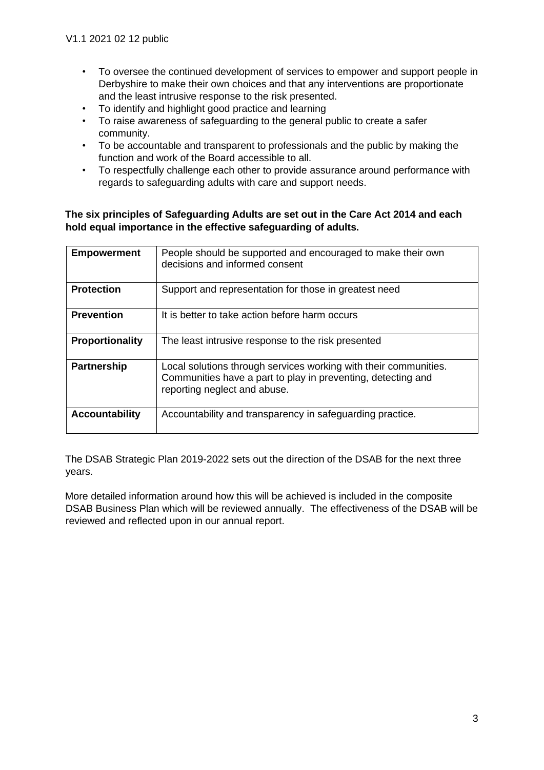- To oversee the continued development of services to empower and support people in Derbyshire to make their own choices and that any interventions are proportionate and the least intrusive response to the risk presented.
- To identify and highlight good practice and learning
- To raise awareness of safeguarding to the general public to create a safer community.
- To be accountable and transparent to professionals and the public by making the function and work of the Board accessible to all.
- To respectfully challenge each other to provide assurance around performance with regards to safeguarding adults with care and support needs.

**The six principles of Safeguarding Adults are set out in the Care Act 2014 and each hold equal importance in the effective safeguarding of adults.**

| **Empowerment** | People should be supported and encouraged to make their own decisions and informed consent |
|---|---|
| **Protection** | Support and representation for those in greatest need |
| **Prevention** | It is better to take action before harm occurs |
| **Proportionality** | The least intrusive response to the risk presented |
| **Partnership** | Local solutions through services working with their communities. Communities have a part to play in preventing, detecting and reporting neglect and abuse. |
| **Accountability** | Accountability and transparency in safeguarding practice. |

The DSAB Strategic Plan 2019-2022 sets out the direction of the DSAB for the next three years.

More detailed information around how this will be achieved is included in the composite DSAB Business Plan which will be reviewed annually. The effectiveness of the DSAB will be reviewed and reflected upon in our annual report.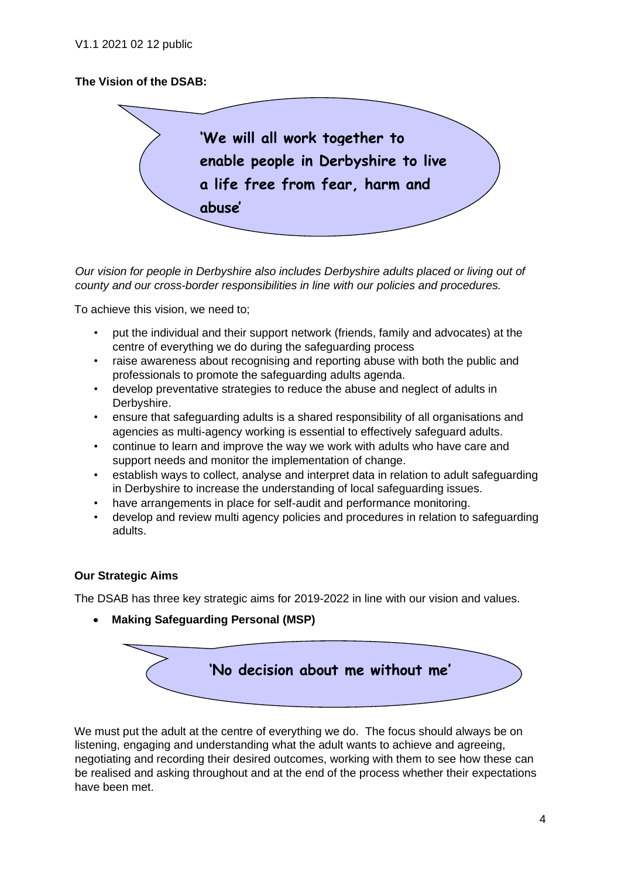V1.1 2021 02 12 public

**The Vision of the DSAB:**

**'We will all work together to enable people in Derbyshire to live a life free from fear, harm and abuse'**

*Our vision for people in Derbyshire also includes Derbyshire adults placed or living out of county and our cross-border responsibilities in line with our policies and procedures.*

To achieve this vision, we need to;

- put the individual and their support network (friends, family and advocates) at the centre of everything we do during the safeguarding process
- raise awareness about recognising and reporting abuse with both the public and professionals to promote the safeguarding adults agenda.
- develop preventative strategies to reduce the abuse and neglect of adults in Derbyshire.
- ensure that safeguarding adults is a shared responsibility of all organisations and agencies as multi-agency working is essential to effectively safeguard adults.
- continue to learn and improve the way we work with adults who have care and support needs and monitor the implementation of change.
- establish ways to collect, analyse and interpret data in relation to adult safeguarding in Derbyshire to increase the understanding of local safeguarding issues.
- have arrangements in place for self-audit and performance monitoring.
- develop and review multi agency policies and procedures in relation to safeguarding adults.

**Our Strategic Aims**

The DSAB has three key strategic aims for 2019-2022 in line with our vision and values.

- **Making Safeguarding Personal (MSP)**

**'No decision about me without me'**

We must put the adult at the centre of everything we do. The focus should always be on listening, engaging and understanding what the adult wants to achieve and agreeing, negotiating and recording their desired outcomes, working with them to see how these can be realised and asking throughout and at the end of the process whether their expectations have been met.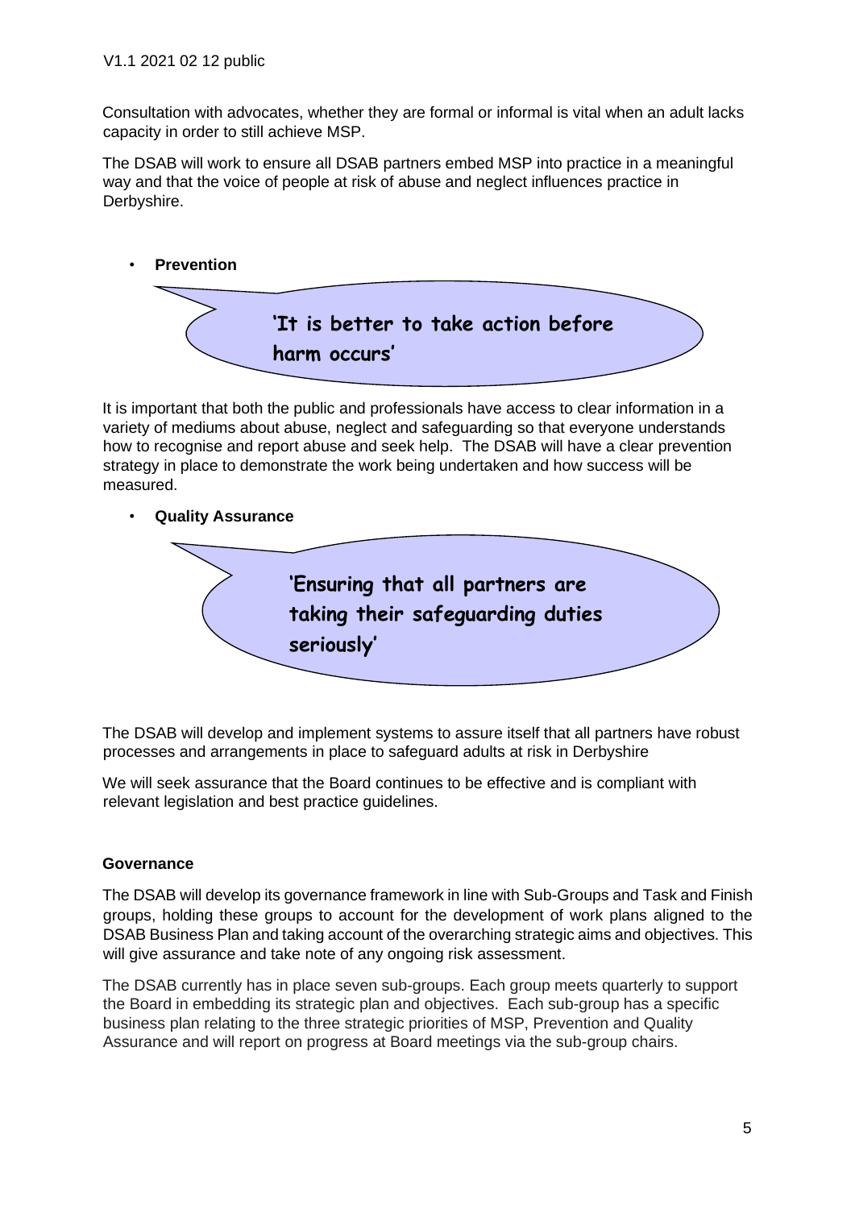Consultation with advocates, whether they are formal or informal is vital when an adult lacks capacity in order to still achieve MSP.

The DSAB will work to ensure all DSAB partners embed MSP into practice in a meaningful way and that the voice of people at risk of abuse and neglect influences practice in Derbyshire.

- **Prevention**

> 'It is better to take action before harm occurs'

It is important that both the public and professionals have access to clear information in a variety of mediums about abuse, neglect and safeguarding so that everyone understands how to recognise and report abuse and seek help. The DSAB will have a clear prevention strategy in place to demonstrate the work being undertaken and how success will be measured.

- **Quality Assurance**

> 'Ensuring that all partners are taking their safeguarding duties seriously'

The DSAB will develop and implement systems to assure itself that all partners have robust processes and arrangements in place to safeguard adults at risk in Derbyshire

We will seek assurance that the Board continues to be effective and is compliant with relevant legislation and best practice guidelines.

**Governance**

The DSAB will develop its governance framework in line with Sub-Groups and Task and Finish groups, holding these groups to account for the development of work plans aligned to the DSAB Business Plan and taking account of the overarching strategic aims and objectives. This will give assurance and take note of any ongoing risk assessment.

The DSAB currently has in place seven sub-groups. Each group meets quarterly to support the Board in embedding its strategic plan and objectives. Each sub-group has a specific business plan relating to the three strategic priorities of MSP, Prevention and Quality Assurance and will report on progress at Board meetings via the sub-group chairs.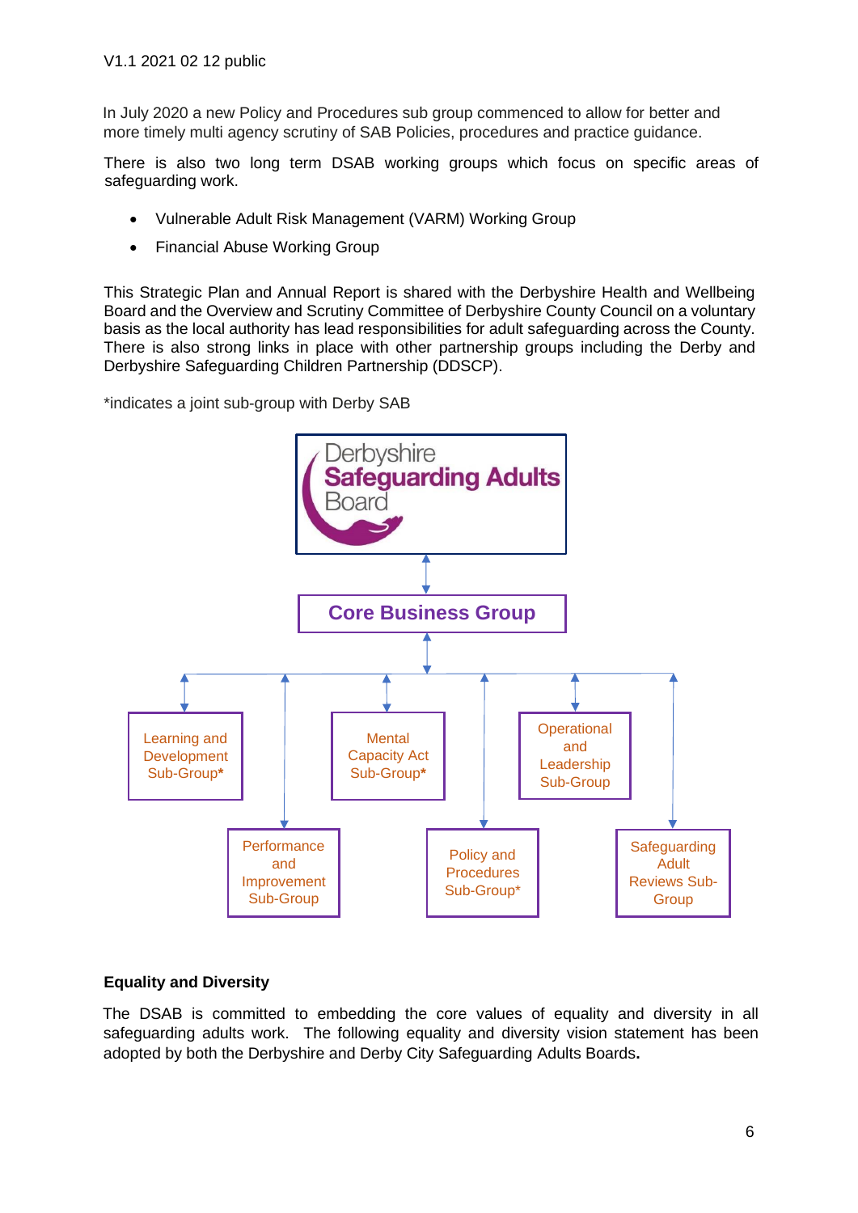In July 2020 a new Policy and Procedures sub group commenced to allow for better and more timely multi agency scrutiny of SAB Policies, procedures and practice guidance.

There is also two long term DSAB working groups which focus on specific areas of safeguarding work.

- Vulnerable Adult Risk Management (VARM) Working Group
- Financial Abuse Working Group

This Strategic Plan and Annual Report is shared with the Derbyshire Health and Wellbeing Board and the Overview and Scrutiny Committee of Derbyshire County Council on a voluntary basis as the local authority has lead responsibilities for adult safeguarding across the County. There is also strong links in place with other partnership groups including the Derby and Derbyshire Safeguarding Children Partnership (DDSCP).

*indicates a joint sub-group with Derby SAB

Derbyshire Safeguarding Adults Board

Core Business Group

- Learning and Development Sub-Group*
- Performance and Improvement Sub-Group
- Mental Capacity Act Sub-Group*
- Policy and Procedures Sub-Group*
- Operational and Leadership Sub-Group
- Safeguarding Adult Reviews Sub-Group

**Equality and Diversity**

The DSAB is committed to embedding the core values of equality and diversity in all safeguarding adults work. The following equality and diversity vision statement has been adopted by both the Derbyshire and Derby City Safeguarding Adults Boards**.**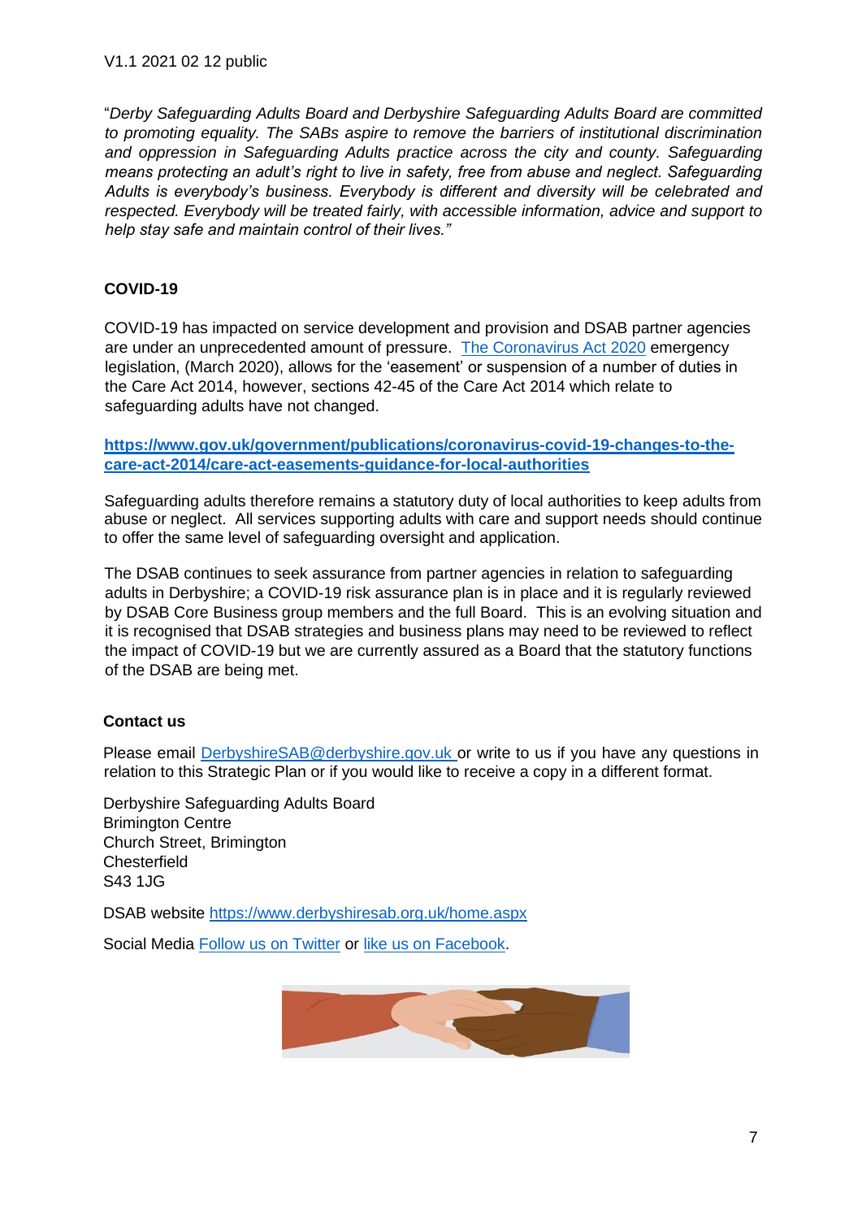V1.1 2021 02 12 public

"*Derby Safeguarding Adults Board and Derbyshire Safeguarding Adults Board are committed to promoting equality. The SABs aspire to remove the barriers of institutional discrimination and oppression in Safeguarding Adults practice across the city and county. Safeguarding means protecting an adult's right to live in safety, free from abuse and neglect. Safeguarding Adults is everybody's business. Everybody is different and diversity will be celebrated and respected. Everybody will be treated fairly, with accessible information, advice and support to help stay safe and maintain control of their lives.*"

## COVID-19

COVID-19 has impacted on service development and provision and DSAB partner agencies are under an unprecedented amount of pressure. The Coronavirus Act 2020 emergency legislation, (March 2020), allows for the 'easement' or suspension of a number of duties in the Care Act 2014, however, sections 42-45 of the Care Act 2014 which relate to safeguarding adults have not changed.

**https://www.gov.uk/government/publications/coronavirus-covid-19-changes-to-the-care-act-2014/care-act-easements-guidance-for-local-authorities**

Safeguarding adults therefore remains a statutory duty of local authorities to keep adults from abuse or neglect. All services supporting adults with care and support needs should continue to offer the same level of safeguarding oversight and application.

The DSAB continues to seek assurance from partner agencies in relation to safeguarding adults in Derbyshire; a COVID-19 risk assurance plan is in place and it is regularly reviewed by DSAB Core Business group members and the full Board. This is an evolving situation and it is recognised that DSAB strategies and business plans may need to be reviewed to reflect the impact of COVID-19 but we are currently assured as a Board that the statutory functions of the DSAB are being met.

## Contact us

Please email DerbyshireSAB@derbyshire.gov.uk or write to us if you have any questions in relation to this Strategic Plan or if you would like to receive a copy in a different format.

Derbyshire Safeguarding Adults Board
Brimington Centre
Church Street, Brimington
Chesterfield
S43 1JG

DSAB website https://www.derbyshiresab.org.uk/home.aspx

Social Media Follow us on Twitter or like us on Facebook.